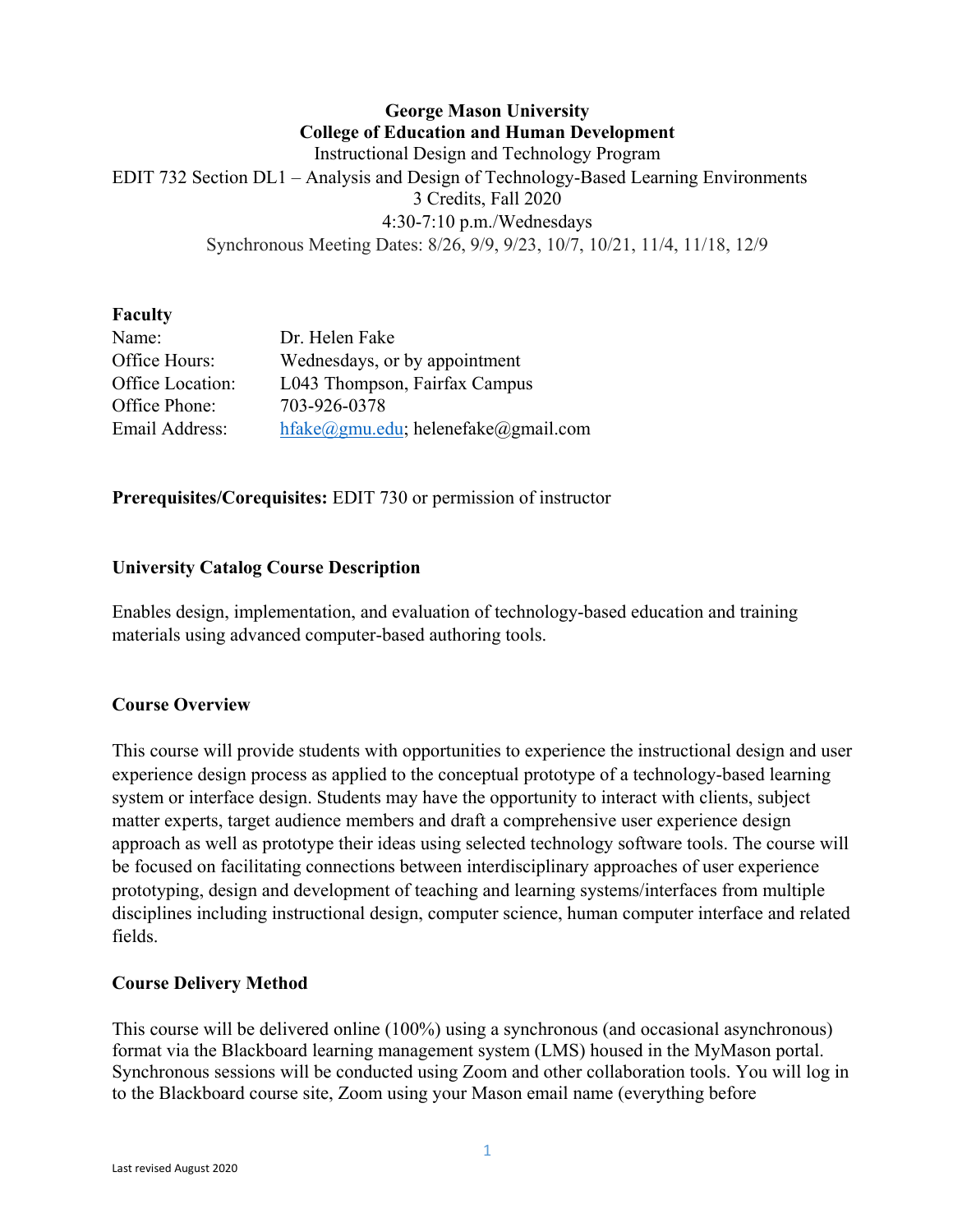**George Mason University**
**College of Education and Human Development**
Instructional Design and Technology Program
EDIT 732 Section DL1 – Analysis and Design of Technology-Based Learning Environments
3 Credits, Fall 2020
4:30-7:10 p.m./Wednesdays
Synchronous Meeting Dates: 8/26, 9/9, 9/23, 10/7, 10/21, 11/4, 11/18, 12/9

**Faculty**

| | |
|---|---|
| Name: | Dr. Helen Fake |
| Office Hours: | Wednesdays, or by appointment |
| Office Location: | L043 Thompson, Fairfax Campus |
| Office Phone: | 703-926-0378 |
| Email Address: | hfake@gmu.edu; helenefake@gmail.com |

**Prerequisites/Corequisites:** EDIT 730 or permission of instructor

## University Catalog Course Description

Enables design, implementation, and evaluation of technology-based education and training materials using advanced computer-based authoring tools.

## Course Overview

This course will provide students with opportunities to experience the instructional design and user experience design process as applied to the conceptual prototype of a technology-based learning system or interface design. Students may have the opportunity to interact with clients, subject matter experts, target audience members and draft a comprehensive user experience design approach as well as prototype their ideas using selected technology software tools. The course will be focused on facilitating connections between interdisciplinary approaches of user experience prototyping, design and development of teaching and learning systems/interfaces from multiple disciplines including instructional design, computer science, human computer interface and related fields.

## Course Delivery Method

This course will be delivered online (100%) using a synchronous (and occasional asynchronous) format via the Blackboard learning management system (LMS) housed in the MyMason portal. Synchronous sessions will be conducted using Zoom and other collaboration tools. You will log in to the Blackboard course site, Zoom using your Mason email name (everything before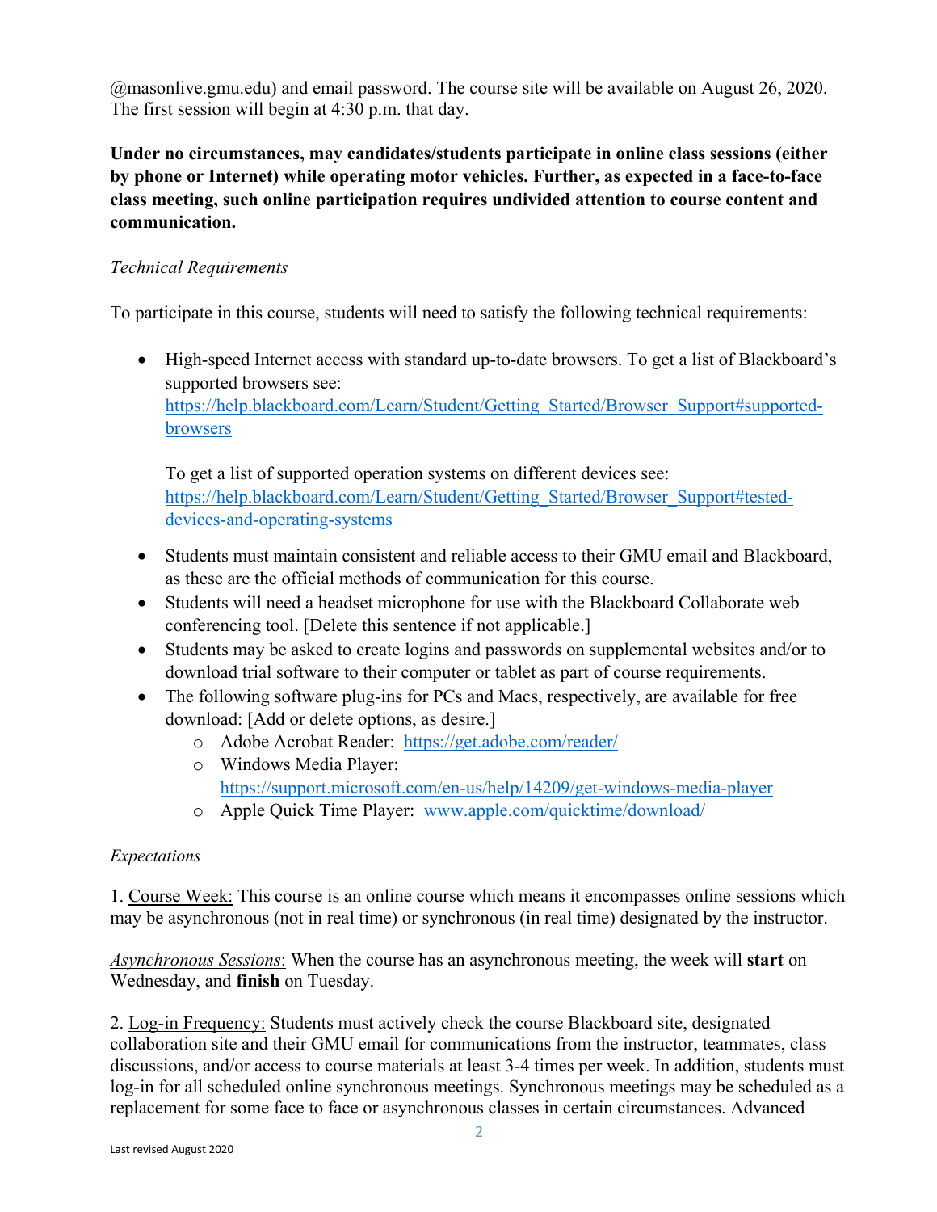@masonlive.gmu.edu) and email password. The course site will be available on August 26, 2020. The first session will begin at 4:30 p.m. that day.

**Under no circumstances, may candidates/students participate in online class sessions (either by phone or Internet) while operating motor vehicles. Further, as expected in a face-to-face class meeting, such online participation requires undivided attention to course content and communication.**

*Technical Requirements*

To participate in this course, students will need to satisfy the following technical requirements:

- High-speed Internet access with standard up-to-date browsers. To get a list of Blackboard's supported browsers see: [https://help.blackboard.com/Learn/Student/Getting_Started/Browser_Support#supported-browsers](https://help.blackboard.com/Learn/Student/Getting_Started/Browser_Support#supported-browsers)

  To get a list of supported operation systems on different devices see: [https://help.blackboard.com/Learn/Student/Getting_Started/Browser_Support#tested-devices-and-operating-systems](https://help.blackboard.com/Learn/Student/Getting_Started/Browser_Support#tested-devices-and-operating-systems)

- Students must maintain consistent and reliable access to their GMU email and Blackboard, as these are the official methods of communication for this course.
- Students will need a headset microphone for use with the Blackboard Collaborate web conferencing tool. [Delete this sentence if not applicable.]
- Students may be asked to create logins and passwords on supplemental websites and/or to download trial software to their computer or tablet as part of course requirements.
- The following software plug-ins for PCs and Macs, respectively, are available for free download: [Add or delete options, as desire.]
  - Adobe Acrobat Reader: [https://get.adobe.com/reader/](https://get.adobe.com/reader/)
  - Windows Media Player: [https://support.microsoft.com/en-us/help/14209/get-windows-media-player](https://support.microsoft.com/en-us/help/14209/get-windows-media-player)
  - Apple Quick Time Player: [www.apple.com/quicktime/download/](www.apple.com/quicktime/download/)

*Expectations*

1. Course Week: This course is an online course which means it encompasses online sessions which may be asynchronous (not in real time) or synchronous (in real time) designated by the instructor.

*Asynchronous Sessions*: When the course has an asynchronous meeting, the week will **start** on Wednesday, and **finish** on Tuesday.

2. Log-in Frequency: Students must actively check the course Blackboard site, designated collaboration site and their GMU email for communications from the instructor, teammates, class discussions, and/or access to course materials at least 3-4 times per week. In addition, students must log-in for all scheduled online synchronous meetings. Synchronous meetings may be scheduled as a replacement for some face to face or asynchronous classes in certain circumstances. Advanced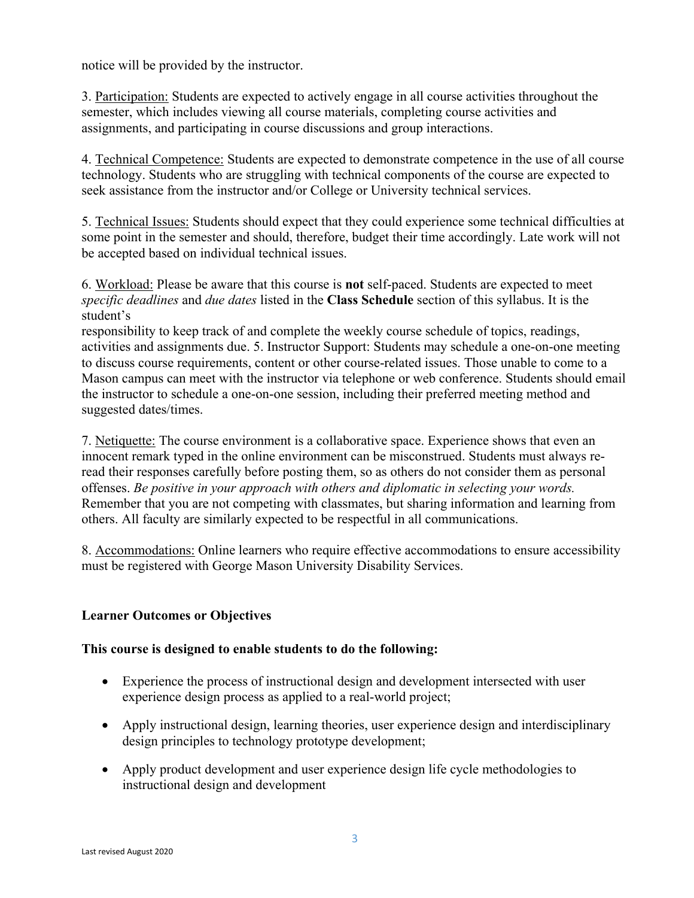notice will be provided by the instructor.

3. <u>Participation:</u> Students are expected to actively engage in all course activities throughout the semester, which includes viewing all course materials, completing course activities and assignments, and participating in course discussions and group interactions.

4. <u>Technical Competence:</u> Students are expected to demonstrate competence in the use of all course technology. Students who are struggling with technical components of the course are expected to seek assistance from the instructor and/or College or University technical services.

5. <u>Technical Issues:</u> Students should expect that they could experience some technical difficulties at some point in the semester and should, therefore, budget their time accordingly. Late work will not be accepted based on individual technical issues.

6. <u>Workload:</u> Please be aware that this course is **not** self-paced. Students are expected to meet *specific deadlines* and *due dates* listed in the **Class Schedule** section of this syllabus. It is the student's
responsibility to keep track of and complete the weekly course schedule of topics, readings, activities and assignments due. 5. Instructor Support: Students may schedule a one-on-one meeting to discuss course requirements, content or other course-related issues. Those unable to come to a Mason campus can meet with the instructor via telephone or web conference. Students should email the instructor to schedule a one-on-one session, including their preferred meeting method and suggested dates/times.

7. <u>Netiquette:</u> The course environment is a collaborative space. Experience shows that even an innocent remark typed in the online environment can be misconstrued. Students must always re-read their responses carefully before posting them, so as others do not consider them as personal offenses. *Be positive in your approach with others and diplomatic in selecting your words.* Remember that you are not competing with classmates, but sharing information and learning from others. All faculty are similarly expected to be respectful in all communications.

8. <u>Accommodations:</u> Online learners who require effective accommodations to ensure accessibility must be registered with George Mason University Disability Services.

**Learner Outcomes or Objectives**

**This course is designed to enable students to do the following:**

- Experience the process of instructional design and development intersected with user experience design process as applied to a real-world project;
- Apply instructional design, learning theories, user experience design and interdisciplinary design principles to technology prototype development;
- Apply product development and user experience design life cycle methodologies to instructional design and development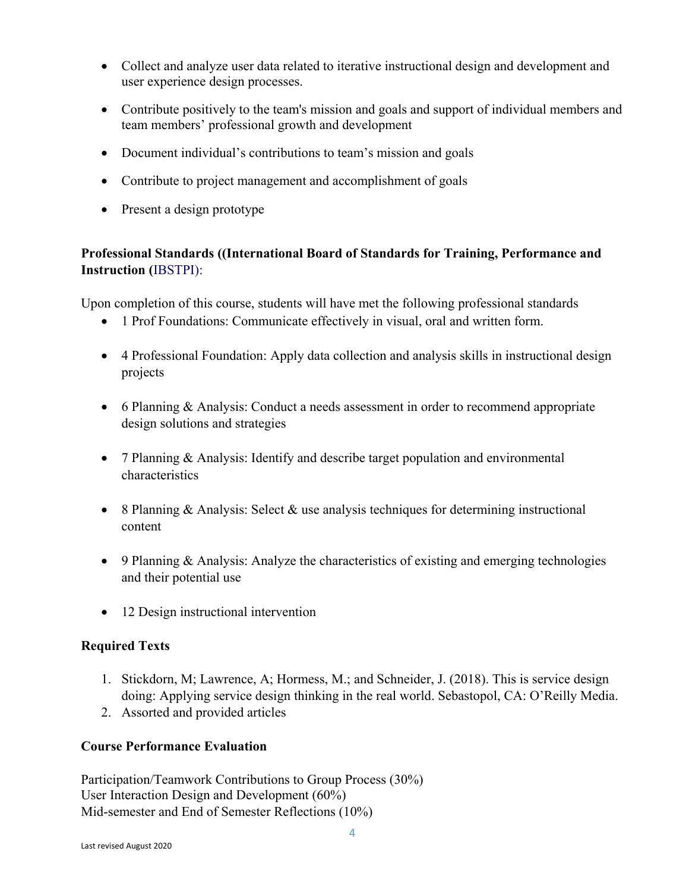- Collect and analyze user data related to iterative instructional design and development and user experience design processes.

- Contribute positively to the team's mission and goals and support of individual members and team members' professional growth and development

- Document individual's contributions to team's mission and goals

- Contribute to project management and accomplishment of goals

- Present a design prototype

**Professional Standards ((International Board of Standards for Training, Performance and Instruction (**IBSTPI):

Upon completion of this course, students will have met the following professional standards

- 1 Prof Foundations: Communicate effectively in visual, oral and written form.

- 4 Professional Foundation: Apply data collection and analysis skills in instructional design projects

- 6 Planning & Analysis: Conduct a needs assessment in order to recommend appropriate design solutions and strategies

- 7 Planning & Analysis: Identify and describe target population and environmental characteristics

- 8 Planning & Analysis: Select & use analysis techniques for determining instructional content

- 9 Planning & Analysis: Analyze the characteristics of existing and emerging technologies and their potential use

- 12 Design instructional intervention

**Required Texts**

1. Stickdorn, M; Lawrence, A; Hormess, M.; and Schneider, J. (2018). This is service design doing: Applying service design thinking in the real world. Sebastopol, CA: O'Reilly Media.
2. Assorted and provided articles

**Course Performance Evaluation**

Participation/Teamwork Contributions to Group Process (30%)
User Interaction Design and Development (60%)
Mid-semester and End of Semester Reflections (10%)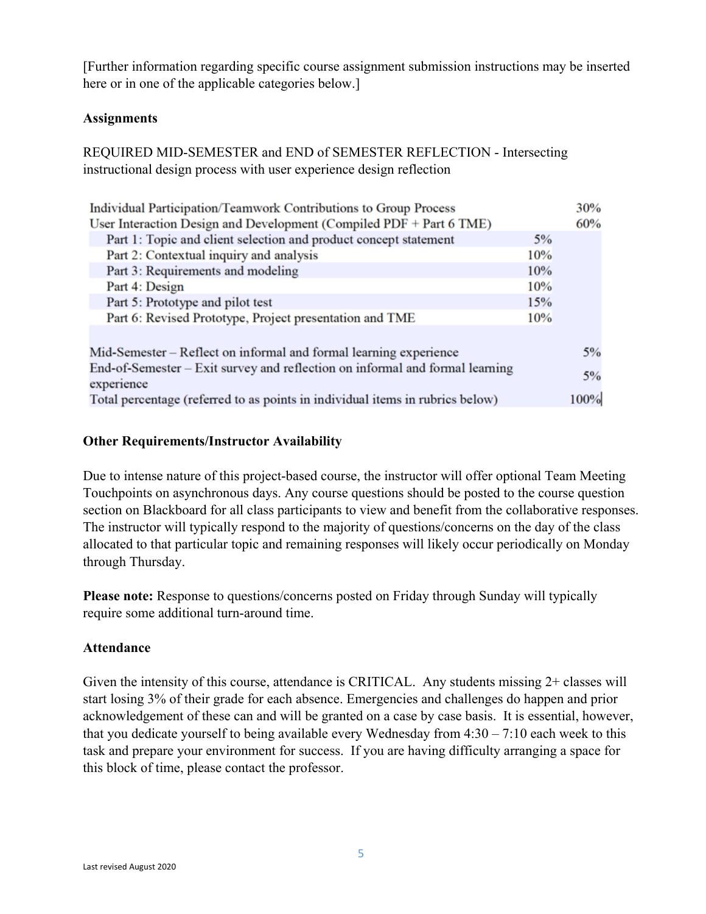[Further information regarding specific course assignment submission instructions may be inserted here or in one of the applicable categories below.]

**Assignments**

REQUIRED MID-SEMESTER and END of SEMESTER REFLECTION - Intersecting instructional design process with user experience design reflection

| | | |
|---|---|---|
| Individual Participation/Teamwork Contributions to Group Process | | 30% |
| User Interaction Design and Development (Compiled PDF + Part 6 TME) | | 60% |
| Part 1: Topic and client selection and product concept statement | 5% | |
| Part 2: Contextual inquiry and analysis | 10% | |
| Part 3: Requirements and modeling | 10% | |
| Part 4: Design | 10% | |
| Part 5: Prototype and pilot test | 15% | |
| Part 6: Revised Prototype, Project presentation and TME | 10% | |
| | | |
| Mid-Semester – Reflect on informal and formal learning experience | | 5% |
| End-of-Semester – Exit survey and reflection on informal and formal learning experience | | 5% |
| Total percentage (referred to as points in individual items in rubrics below) | | 100% |

**Other Requirements/Instructor Availability**

Due to intense nature of this project-based course, the instructor will offer optional Team Meeting Touchpoints on asynchronous days. Any course questions should be posted to the course question section on Blackboard for all class participants to view and benefit from the collaborative responses. The instructor will typically respond to the majority of questions/concerns on the day of the class allocated to that particular topic and remaining responses will likely occur periodically on Monday through Thursday.

**Please note:** Response to questions/concerns posted on Friday through Sunday will typically require some additional turn-around time.

**Attendance**

Given the intensity of this course, attendance is CRITICAL. Any students missing 2+ classes will start losing 3% of their grade for each absence. Emergencies and challenges do happen and prior acknowledgement of these can and will be granted on a case by case basis. It is essential, however, that you dedicate yourself to being available every Wednesday from 4:30 – 7:10 each week to this task and prepare your environment for success. If you are having difficulty arranging a space for this block of time, please contact the professor.

Last revised August 2020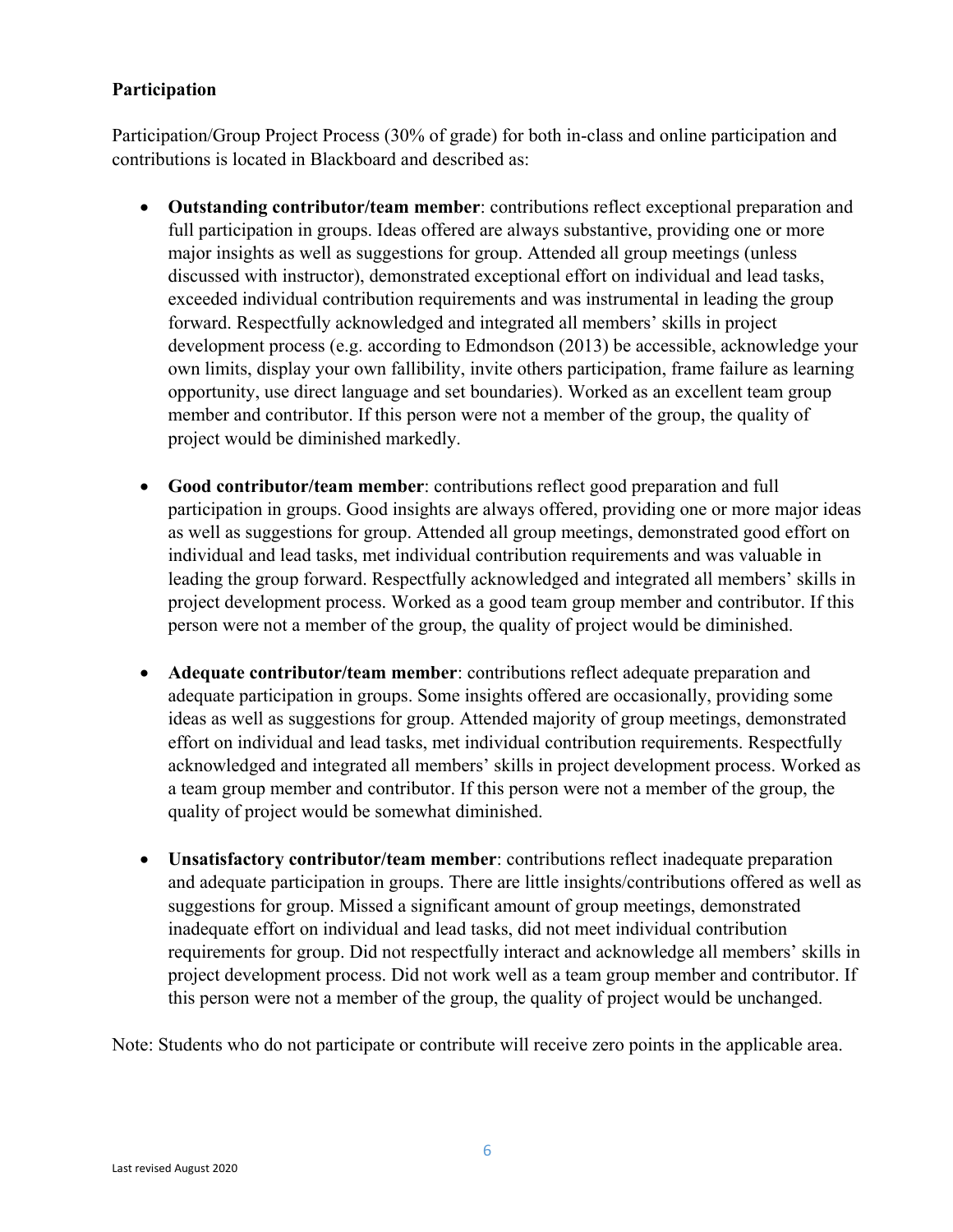**Participation**

Participation/Group Project Process (30% of grade) for both in-class and online participation and contributions is located in Blackboard and described as:

- **Outstanding contributor/team member**: contributions reflect exceptional preparation and full participation in groups. Ideas offered are always substantive, providing one or more major insights as well as suggestions for group. Attended all group meetings (unless discussed with instructor), demonstrated exceptional effort on individual and lead tasks, exceeded individual contribution requirements and was instrumental in leading the group forward. Respectfully acknowledged and integrated all members' skills in project development process (e.g. according to Edmondson (2013) be accessible, acknowledge your own limits, display your own fallibility, invite others participation, frame failure as learning opportunity, use direct language and set boundaries). Worked as an excellent team group member and contributor. If this person were not a member of the group, the quality of project would be diminished markedly.

- **Good contributor/team member**: contributions reflect good preparation and full participation in groups. Good insights are always offered, providing one or more major ideas as well as suggestions for group. Attended all group meetings, demonstrated good effort on individual and lead tasks, met individual contribution requirements and was valuable in leading the group forward. Respectfully acknowledged and integrated all members' skills in project development process. Worked as a good team group member and contributor. If this person were not a member of the group, the quality of project would be diminished.

- **Adequate contributor/team member**: contributions reflect adequate preparation and adequate participation in groups. Some insights offered are occasionally, providing some ideas as well as suggestions for group. Attended majority of group meetings, demonstrated effort on individual and lead tasks, met individual contribution requirements. Respectfully acknowledged and integrated all members' skills in project development process. Worked as a team group member and contributor. If this person were not a member of the group, the quality of project would be somewhat diminished.

- **Unsatisfactory contributor/team member**: contributions reflect inadequate preparation and adequate participation in groups. There are little insights/contributions offered as well as suggestions for group. Missed a significant amount of group meetings, demonstrated inadequate effort on individual and lead tasks, did not meet individual contribution requirements for group. Did not respectfully interact and acknowledge all members' skills in project development process. Did not work well as a team group member and contributor. If this person were not a member of the group, the quality of project would be unchanged.

Note: Students who do not participate or contribute will receive zero points in the applicable area.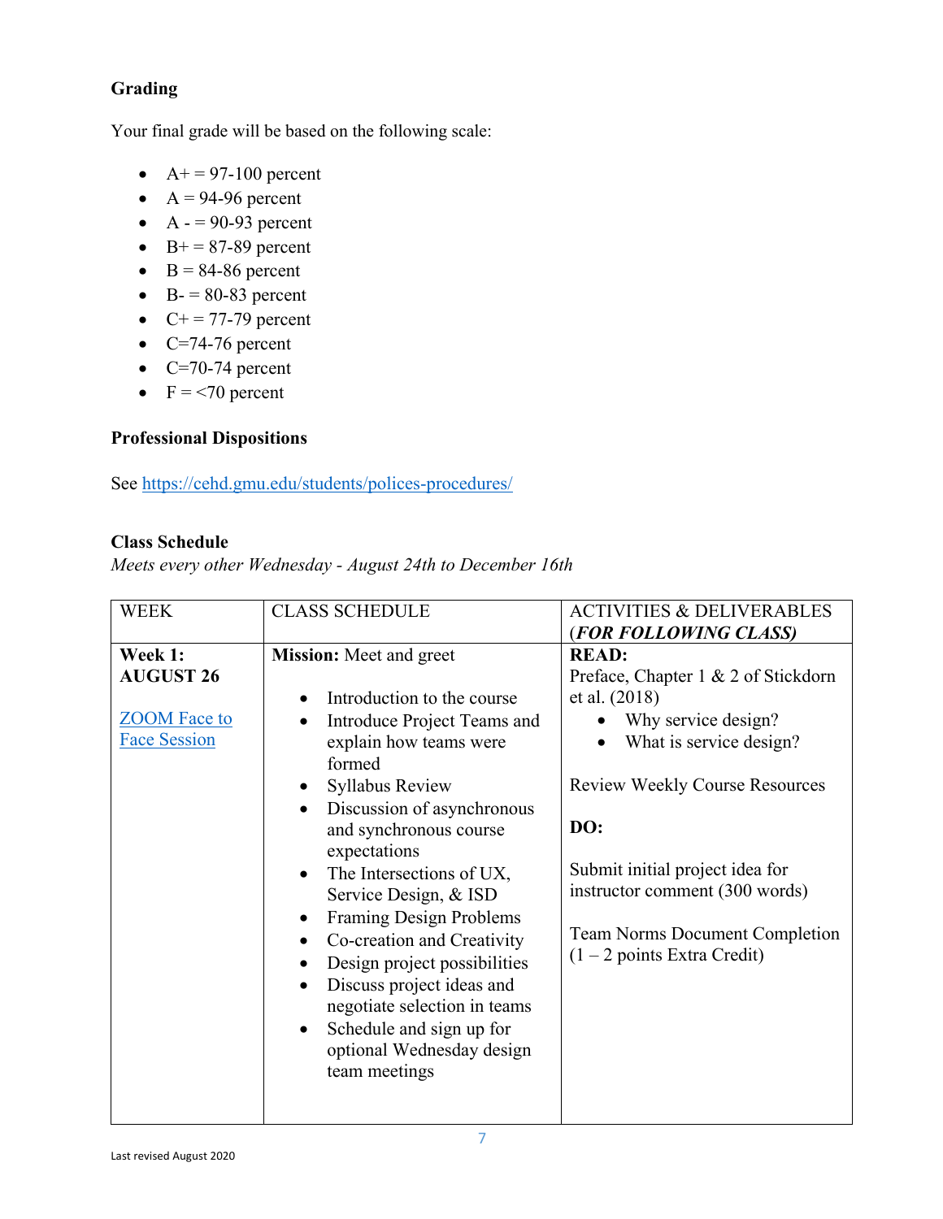### Grading

Your final grade will be based on the following scale:

- A+ = 97-100 percent
- A = 94-96 percent
- A - = 90-93 percent
- B+ = 87-89 percent
- B = 84-86 percent
- B- = 80-83 percent
- C+ = 77-79 percent
- C=74-76 percent
- C=70-74 percent
- F = <70 percent

### Professional Dispositions

See https://cehd.gmu.edu/students/polices-procedures/

### Class Schedule

*Meets every other Wednesday - August 24th to December 16th*

| WEEK | CLASS SCHEDULE | ACTIVITIES & DELIVERABLES (***FOR FOLLOWING CLASS)*** |
|---|---|---|
| **Week 1: AUGUST 26**<br><br>ZOOM Face to Face Session | **Mission:** Meet and greet<br><br>• Introduction to the course<br>• Introduce Project Teams and explain how teams were formed<br>• Syllabus Review<br>• Discussion of asynchronous and synchronous course expectations<br>• The Intersections of UX, Service Design, & ISD<br>• Framing Design Problems<br>• Co-creation and Creativity<br>• Design project possibilities<br>• Discuss project ideas and negotiate selection in teams<br>• Schedule and sign up for optional Wednesday design team meetings | **READ:**<br>Preface, Chapter 1 & 2 of Stickdorn et al. (2018)<br>• Why service design?<br>• What is service design?<br><br>Review Weekly Course Resources<br><br>**DO:**<br><br>Submit initial project idea for instructor comment (300 words)<br><br>Team Norms Document Completion (1 – 2 points Extra Credit) |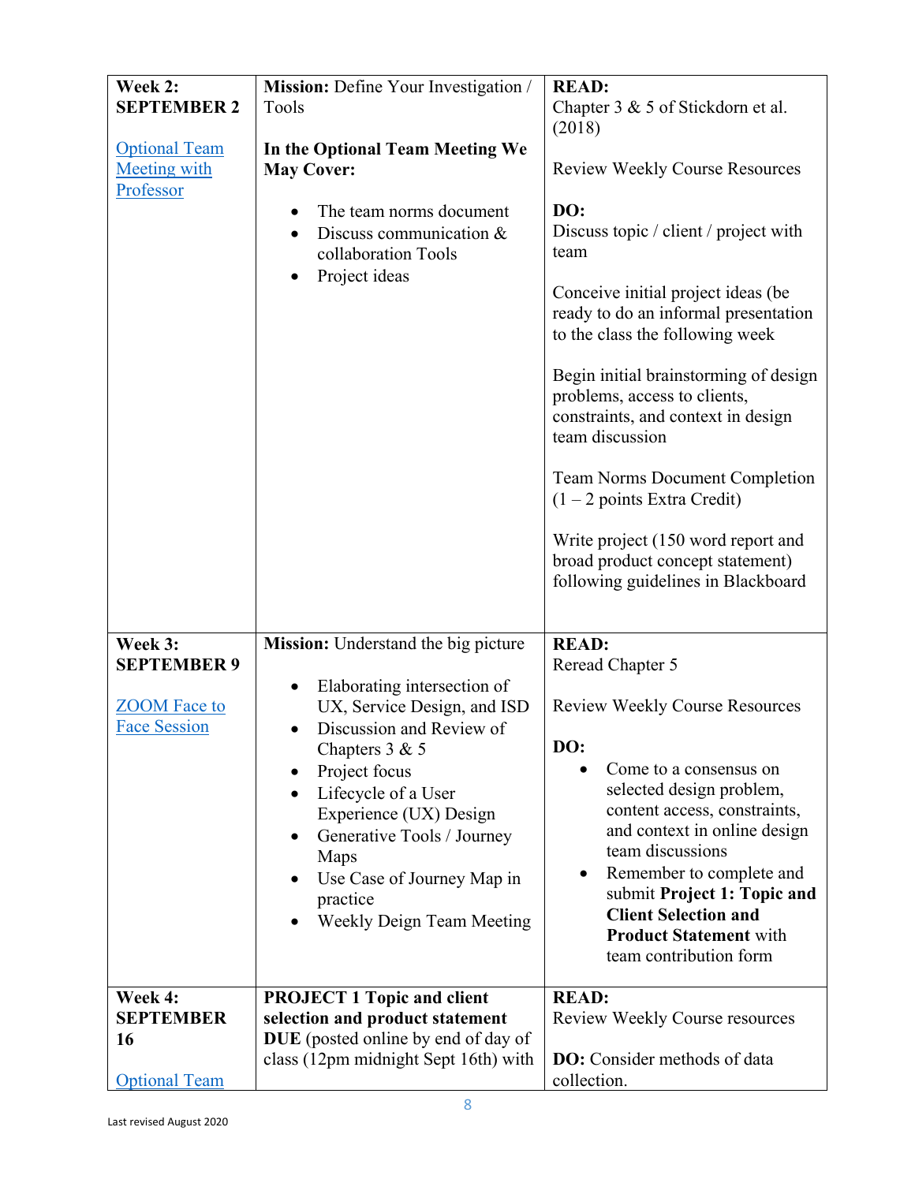| Week 2: **SEPTEMBER 2**<br><br>Optional Team Meeting with Professor | **Mission:** Define Your Investigation / Tools<br><br>**In the Optional Team Meeting We May Cover:**<br>• The team norms document<br>• Discuss communication & collaboration Tools<br>• Project ideas | **READ:**<br>Chapter 3 & 5 of Stickdorn et al. (2018)<br><br>Review Weekly Course Resources<br><br>**DO:**<br>Discuss topic / client / project with team<br><br>Conceive initial project ideas (be ready to do an informal presentation to the class the following week<br><br>Begin initial brainstorming of design problems, access to clients, constraints, and context in design team discussion<br><br>Team Norms Document Completion (1 – 2 points Extra Credit)<br><br>Write project (150 word report and broad product concept statement) following guidelines in Blackboard |
|---|---|---|
| **Week 3: SEPTEMBER 9**<br><br>ZOOM Face to Face Session | **Mission:** Understand the big picture<br>• Elaborating intersection of UX, Service Design, and ISD<br>• Discussion and Review of Chapters 3 & 5<br>• Project focus<br>• Lifecycle of a User Experience (UX) Design<br>• Generative Tools / Journey Maps<br>• Use Case of Journey Map in practice<br>• Weekly Deign Team Meeting | **READ:**<br>Reread Chapter 5<br><br>Review Weekly Course Resources<br><br>**DO:**<br>• Come to a consensus on selected design problem, content access, constraints, and context in online design team discussions<br>• Remember to complete and submit **Project 1: Topic and Client Selection and Product Statement** with team contribution form |
| **Week 4: SEPTEMBER 16**<br><br>Optional Team | **PROJECT 1 Topic and client selection and product statement DUE** (posted online by end of day of class (12pm midnight Sept 16th) with | **READ:**<br>Review Weekly Course resources<br><br>**DO:** Consider methods of data collection. |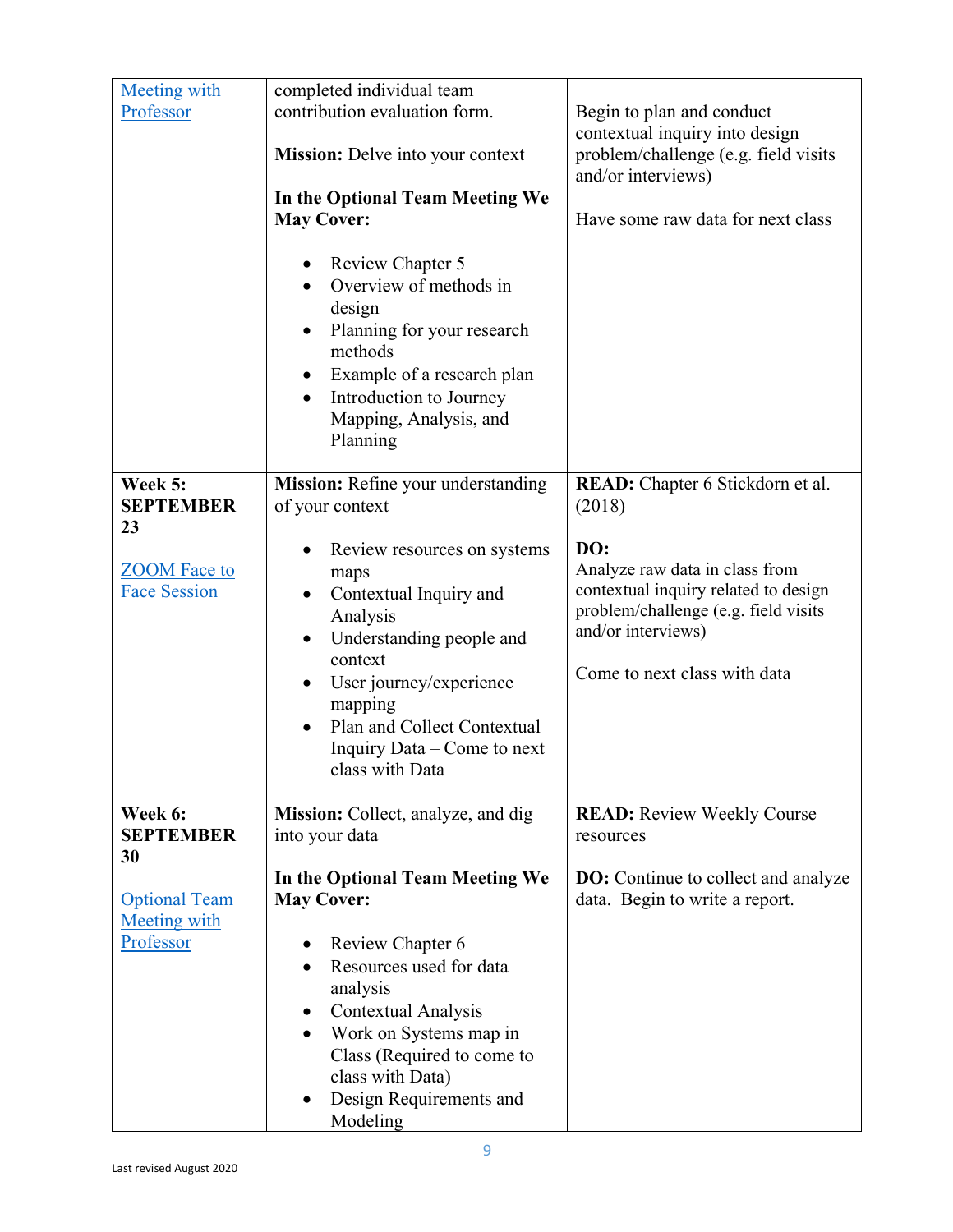| | | |
|---|---|---|
| Meeting with Professor | completed individual team contribution evaluation form.<br><br>**Mission:** Delve into your context<br><br>**In the Optional Team Meeting We May Cover:**<br><br>• Review Chapter 5<br>• Overview of methods in design<br>• Planning for your research methods<br>• Example of a research plan<br>• Introduction to Journey Mapping, Analysis, and Planning | Begin to plan and conduct contextual inquiry into design problem/challenge (e.g. field visits and/or interviews)<br><br>Have some raw data for next class |
| **Week 5: SEPTEMBER 23**<br><br>ZOOM Face to Face Session | **Mission:** Refine your understanding of your context<br><br>• Review resources on systems maps<br>• Contextual Inquiry and Analysis<br>• Understanding people and context<br>• User journey/experience mapping<br>• Plan and Collect Contextual Inquiry Data – Come to next class with Data | **READ:** Chapter 6 Stickdorn et al. (2018)<br><br>**DO:**<br>Analyze raw data in class from contextual inquiry related to design problem/challenge (e.g. field visits and/or interviews)<br><br>Come to next class with data |
| **Week 6: SEPTEMBER 30**<br><br>Optional Team Meeting with Professor | **Mission:** Collect, analyze, and dig into your data<br><br>**In the Optional Team Meeting We May Cover:**<br><br>• Review Chapter 6<br>• Resources used for data analysis<br>• Contextual Analysis<br>• Work on Systems map in Class (Required to come to class with Data)<br>• Design Requirements and Modeling | **READ:** Review Weekly Course resources<br><br>**DO:** Continue to collect and analyze data. Begin to write a report. |

Last revised August 2020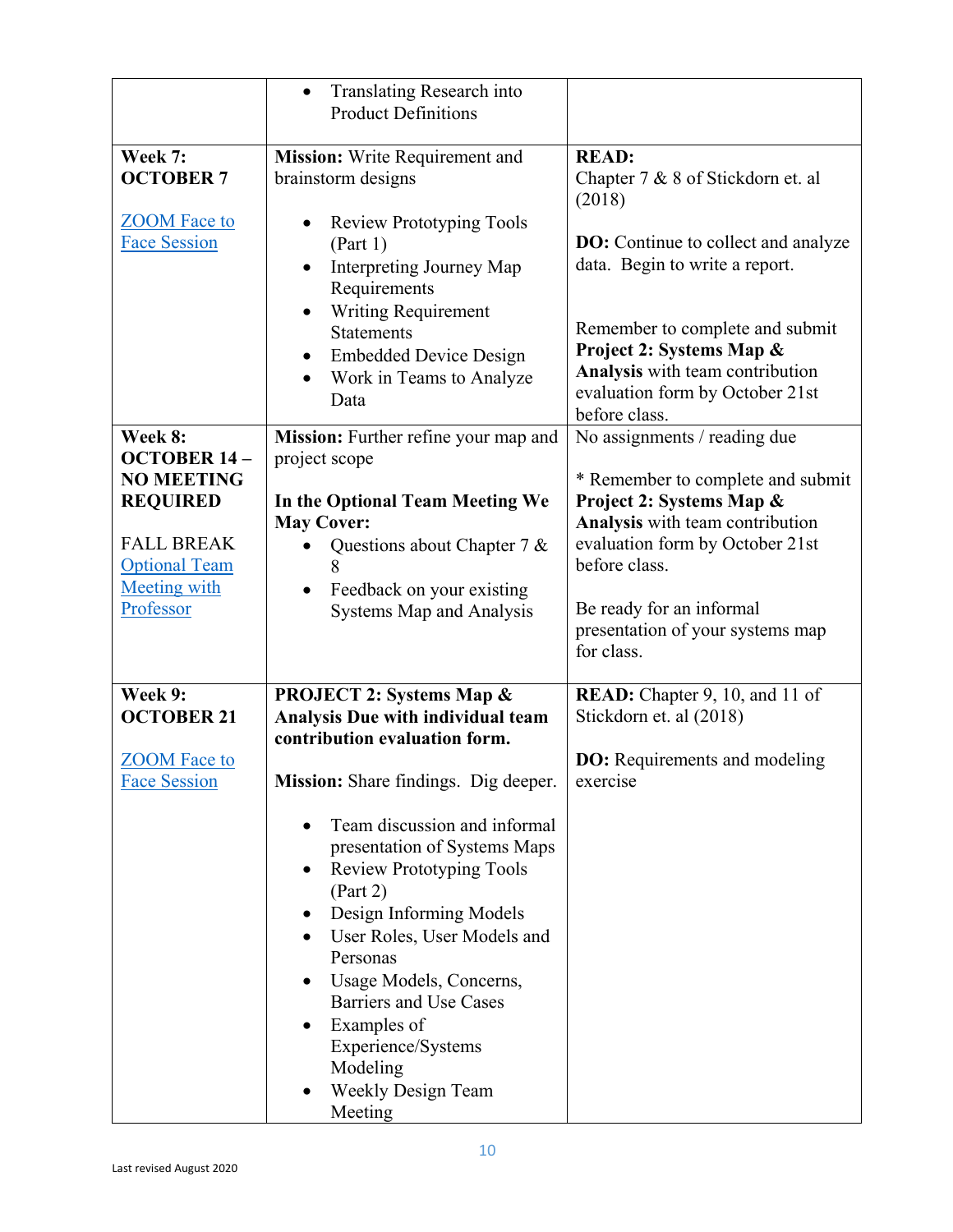| | | |
|---|---|---|
| | • Translating Research into Product Definitions | |
| **Week 7: OCTOBER 7**<br><br>ZOOM Face to Face Session | **Mission:** Write Requirement and brainstorm designs<br><br>• Review Prototyping Tools (Part 1)<br>• Interpreting Journey Map Requirements<br>• Writing Requirement Statements<br>• Embedded Device Design<br>• Work in Teams to Analyze Data | **READ:**<br>Chapter 7 & 8 of Stickdorn et. al (2018)<br><br>**DO:** Continue to collect and analyze data. Begin to write a report.<br><br>Remember to complete and submit **Project 2: Systems Map & Analysis** with team contribution evaluation form by October 21st before class. |
| **Week 8: OCTOBER 14 – NO MEETING REQUIRED**<br><br>FALL BREAK<br>Optional Team Meeting with Professor | **Mission:** Further refine your map and project scope<br><br>**In the Optional Team Meeting We May Cover:**<br>• Questions about Chapter 7 & 8<br>• Feedback on your existing Systems Map and Analysis | No assignments / reading due<br><br>* Remember to complete and submit **Project 2: Systems Map & Analysis** with team contribution evaluation form by October 21st before class.<br><br>Be ready for an informal presentation of your systems map for class. |
| **Week 9: OCTOBER 21**<br><br>ZOOM Face to Face Session | **PROJECT 2: Systems Map & Analysis Due with individual team contribution evaluation form.**<br><br>**Mission:** Share findings. Dig deeper.<br><br>• Team discussion and informal presentation of Systems Maps<br>• Review Prototyping Tools (Part 2)<br>• Design Informing Models<br>• User Roles, User Models and Personas<br>• Usage Models, Concerns, Barriers and Use Cases<br>• Examples of Experience/Systems Modeling<br>• Weekly Design Team Meeting | **READ:** Chapter 9, 10, and 11 of Stickdorn et. al (2018)<br><br>**DO:** Requirements and modeling exercise |

Last revised August 2020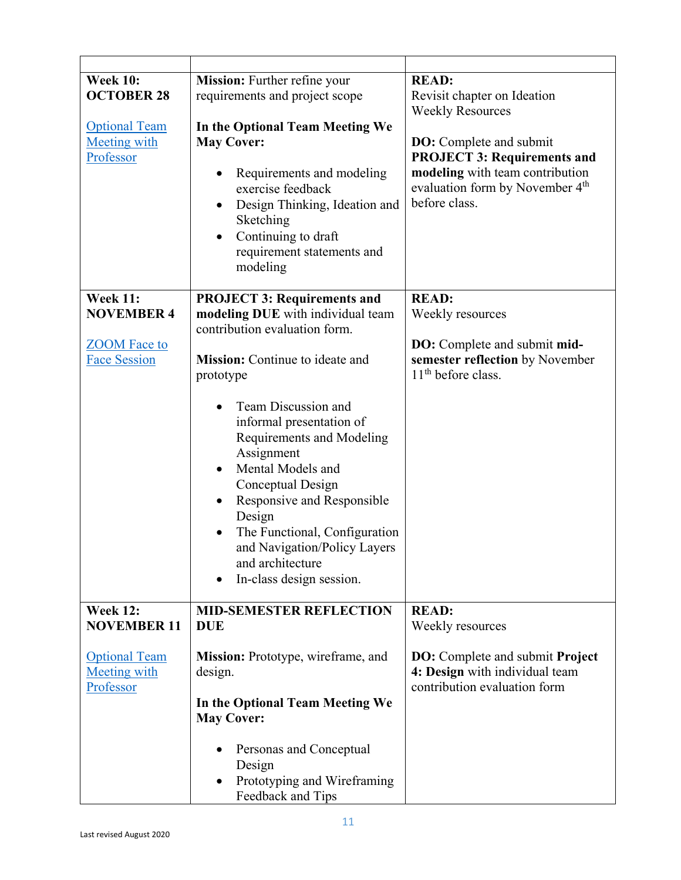| | | |
|---|---|---|
| **Week 10: OCTOBER 28**<br><br>Optional Team Meeting with Professor | **Mission:** Further refine your requirements and project scope<br><br>**In the Optional Team Meeting We May Cover:**<br><br>• Requirements and modeling exercise feedback<br>• Design Thinking, Ideation and Sketching<br>• Continuing to draft requirement statements and modeling | **READ:**<br>Revisit chapter on Ideation<br>Weekly Resources<br><br>**DO:** Complete and submit **PROJECT 3: Requirements and modeling** with team contribution evaluation form by November 4th before class. |
| **Week 11: NOVEMBER 4**<br><br>ZOOM Face to Face Session | **PROJECT 3: Requirements and modeling DUE** with individual team contribution evaluation form.<br><br>**Mission:** Continue to ideate and prototype<br><br>• Team Discussion and informal presentation of Requirements and Modeling Assignment<br>• Mental Models and Conceptual Design<br>• Responsive and Responsible Design<br>• The Functional, Configuration and Navigation/Policy Layers and architecture<br>• In-class design session. | **READ:**<br>Weekly resources<br><br>**DO:** Complete and submit **mid-semester reflection** by November 11th before class. |
| **Week 12: NOVEMBER 11**<br><br>Optional Team Meeting with Professor | **MID-SEMESTER REFLECTION DUE**<br><br>**Mission:** Prototype, wireframe, and design.<br><br>**In the Optional Team Meeting We May Cover:**<br><br>• Personas and Conceptual Design<br>• Prototyping and Wireframing Feedback and Tips | **READ:**<br>Weekly resources<br><br>**DO:** Complete and submit **Project 4: Design** with individual team contribution evaluation form |

Last revised August 2020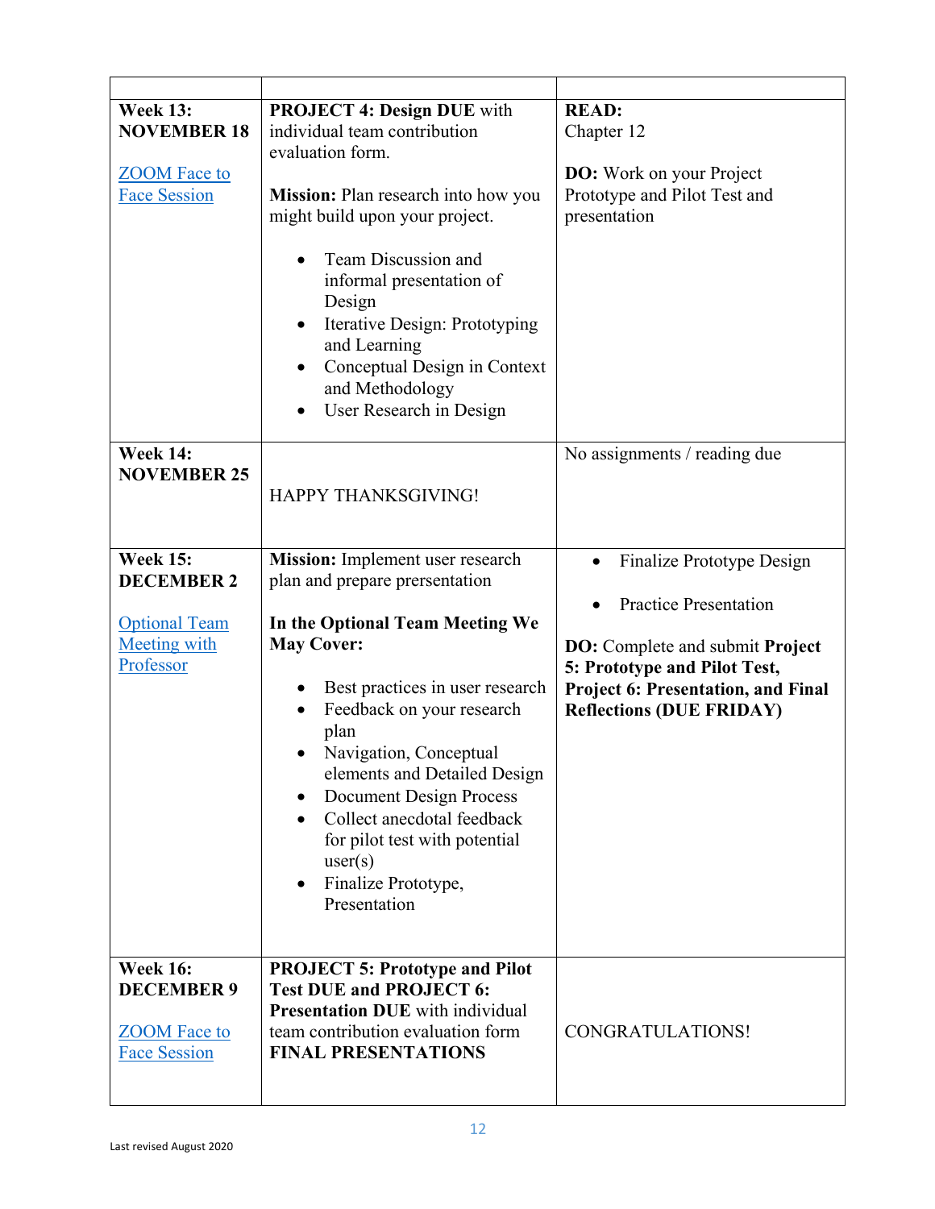| | | |
|---|---|---|
| **Week 13: NOVEMBER 18**<br><br>ZOOM Face to Face Session | **PROJECT 4: Design DUE** with individual team contribution evaluation form.<br><br>**Mission:** Plan research into how you might build upon your project.<br><br>• Team Discussion and informal presentation of Design<br>• Iterative Design: Prototyping and Learning<br>• Conceptual Design in Context and Methodology<br>• User Research in Design | **READ:**<br>Chapter 12<br><br>**DO:** Work on your Project Prototype and Pilot Test and presentation |
| **Week 14: NOVEMBER 25** | HAPPY THANKSGIVING! | No assignments / reading due |
| **Week 15: DECEMBER 2**<br><br>Optional Team Meeting with Professor | **Mission:** Implement user research plan and prepare prersentation<br><br>**In the Optional Team Meeting We May Cover:**<br><br>• Best practices in user research<br>• Feedback on your research plan<br>• Navigation, Conceptual elements and Detailed Design<br>• Document Design Process<br>• Collect anecdotal feedback for pilot test with potential user(s)<br>• Finalize Prototype, Presentation | • Finalize Prototype Design<br><br>• Practice Presentation<br><br>**DO:** Complete and submit **Project 5: Prototype and Pilot Test, Project 6: Presentation, and Final Reflections (DUE FRIDAY)** |
| **Week 16: DECEMBER 9**<br><br>ZOOM Face to Face Session | **PROJECT 5: Prototype and Pilot Test DUE and PROJECT 6: Presentation DUE** with individual team contribution evaluation form<br>**FINAL PRESENTATIONS** | CONGRATULATIONS! |

Last revised August 2020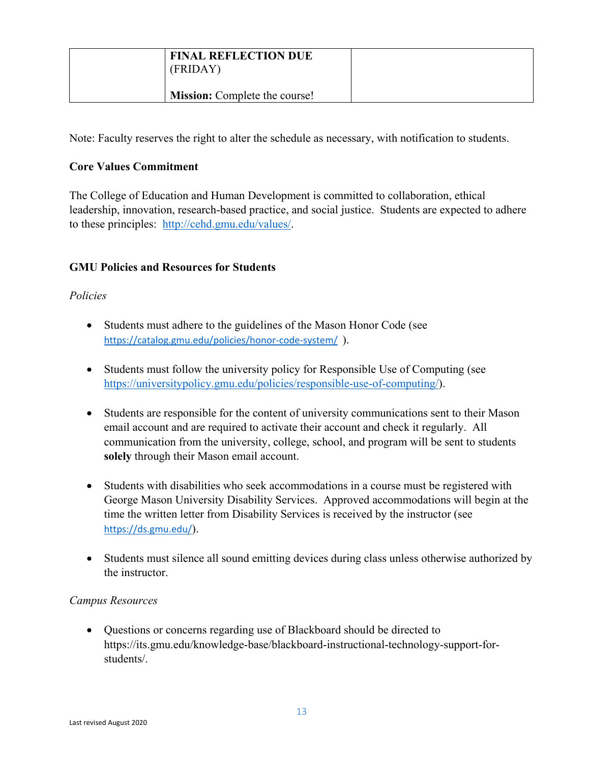|  | **FINAL REFLECTION DUE** (FRIDAY)<br><br>**Mission:** Complete the course! |  |
|---|---|---|

Note: Faculty reserves the right to alter the schedule as necessary, with notification to students.

**Core Values Commitment**

The College of Education and Human Development is committed to collaboration, ethical leadership, innovation, research-based practice, and social justice. Students are expected to adhere to these principles: http://cehd.gmu.edu/values/.

**GMU Policies and Resources for Students**

*Policies*

- Students must adhere to the guidelines of the Mason Honor Code (see https://catalog.gmu.edu/policies/honor-code-system/ ).

- Students must follow the university policy for Responsible Use of Computing (see https://universitypolicy.gmu.edu/policies/responsible-use-of-computing/).

- Students are responsible for the content of university communications sent to their Mason email account and are required to activate their account and check it regularly. All communication from the university, college, school, and program will be sent to students **solely** through their Mason email account.

- Students with disabilities who seek accommodations in a course must be registered with George Mason University Disability Services. Approved accommodations will begin at the time the written letter from Disability Services is received by the instructor (see https://ds.gmu.edu/).

- Students must silence all sound emitting devices during class unless otherwise authorized by the instructor.

*Campus Resources*

- Questions or concerns regarding use of Blackboard should be directed to https://its.gmu.edu/knowledge-base/blackboard-instructional-technology-support-for-students/.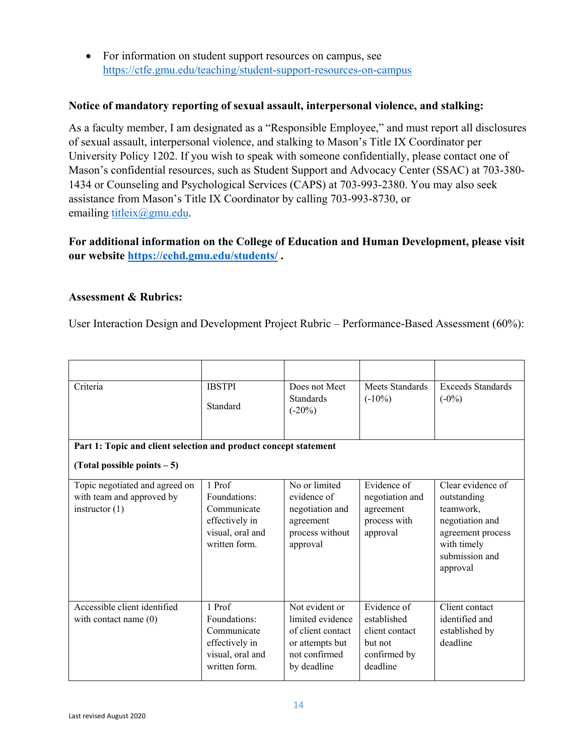- For information on student support resources on campus, see https://ctfe.gmu.edu/teaching/student-support-resources-on-campus

**Notice of mandatory reporting of sexual assault, interpersonal violence, and stalking:**

As a faculty member, I am designated as a “Responsible Employee,” and must report all disclosures of sexual assault, interpersonal violence, and stalking to Mason’s Title IX Coordinator per University Policy 1202. If you wish to speak with someone confidentially, please contact one of Mason’s confidential resources, such as Student Support and Advocacy Center (SSAC) at 703-380-1434 or Counseling and Psychological Services (CAPS) at 703-993-2380. You may also seek assistance from Mason’s Title IX Coordinator by calling 703-993-8730, or emailing titleix@gmu.edu.

**For additional information on the College of Education and Human Development, please visit our website https://cehd.gmu.edu/students/ .**

**Assessment & Rubrics:**

User Interaction Design and Development Project Rubric – Performance-Based Assessment (60%):

| Criteria | IBSTPI Standard | Does not Meet Standards (-20%) | Meets Standards (-10%) | Exceeds Standards (-0%) |
|---|---|---|---|---|
| **Part 1: Topic and client selection and product concept statement (Total possible points – 5)** | | | | |
| Topic negotiated and agreed on with team and approved by instructor (1) | 1 Prof Foundations: Communicate effectively in visual, oral and written form. | No or limited evidence of negotiation and agreement process without approval | Evidence of negotiation and agreement process with approval | Clear evidence of outstanding teamwork, negotiation and agreement process with timely submission and approval |
| Accessible client identified with contact name (0) | 1 Prof Foundations: Communicate effectively in visual, oral and written form. | Not evident or limited evidence of client contact or attempts but not confirmed by deadline | Evidence of established client contact but not confirmed by deadline | Client contact identified and established by deadline |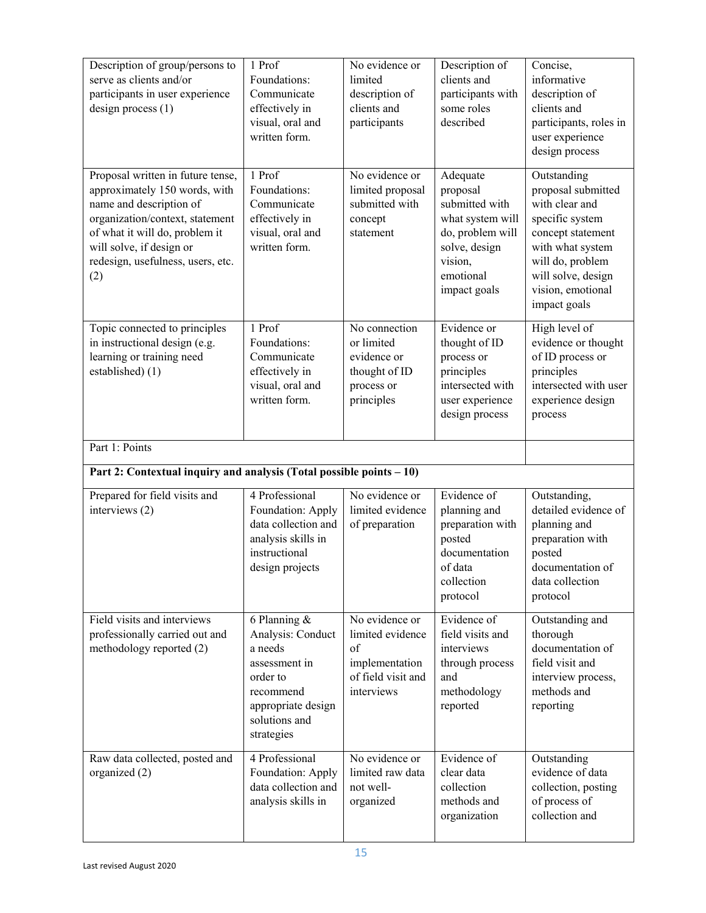| | | | | |
|---|---|---|---|---|
| Description of group/persons to serve as clients and/or participants in user experience design process (1) | 1 Prof Foundations: Communicate effectively in visual, oral and written form. | No evidence or limited description of clients and participants | Description of clients and participants with some roles described | Concise, informative description of clients and participants, roles in user experience design process |
| Proposal written in future tense, approximately 150 words, with name and description of organization/context, statement of what it will do, problem it will solve, if design or redesign, usefulness, users, etc. (2) | 1 Prof Foundations: Communicate effectively in visual, oral and written form. | No evidence or limited proposal submitted with concept statement | Adequate proposal submitted with what system will do, problem will solve, design vision, emotional impact goals | Outstanding proposal submitted with clear and specific system concept statement with what system will do, problem will solve, design vision, emotional impact goals |
| Topic connected to principles in instructional design (e.g. learning or training need established) (1) | 1 Prof Foundations: Communicate effectively in visual, oral and written form. | No connection or limited evidence or thought of ID process or principles | Evidence or thought of ID process or principles intersected with user experience design process | High level of evidence or thought of ID process or principles intersected with user experience design process |
| Part 1: Points | | | | |
| **Part 2: Contextual inquiry and analysis (Total possible points – 10)** | | | | |
| Prepared for field visits and interviews (2) | 4 Professional Foundation: Apply data collection and analysis skills in instructional design projects | No evidence or limited evidence of preparation | Evidence of planning and preparation with posted documentation of data collection protocol | Outstanding, detailed evidence of planning and preparation with posted documentation of data collection protocol |
| Field visits and interviews professionally carried out and methodology reported (2) | 6 Planning & Analysis: Conduct a needs assessment in order to recommend appropriate design solutions and strategies | No evidence or limited evidence of implementation of field visit and interviews | Evidence of field visits and interviews through process and methodology reported | Outstanding and thorough documentation of field visit and interview process, methods and reporting |
| Raw data collected, posted and organized (2) | 4 Professional Foundation: Apply data collection and analysis skills in | No evidence or limited raw data not well-organized | Evidence of clear data collection methods and organization | Outstanding evidence of data collection, posting of process of collection and |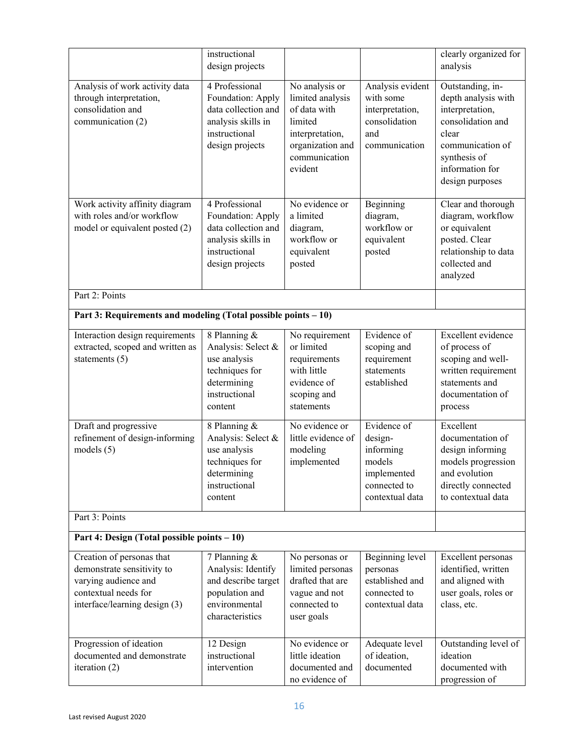| | | | | |
|---|---|---|---|---|
| | instructional design projects | | | clearly organized for analysis |
| Analysis of work activity data through interpretation, consolidation and communication (2) | 4 Professional Foundation: Apply data collection and analysis skills in instructional design projects | No analysis or limited analysis of data with limited interpretation, organization and communication evident | Analysis evident with some interpretation, consolidation and communication | Outstanding, in-depth analysis with interpretation, consolidation and clear communication of synthesis of information for design purposes |
| Work activity affinity diagram with roles and/or workflow model or equivalent posted (2) | 4 Professional Foundation: Apply data collection and analysis skills in instructional design projects | No evidence or a limited diagram, workflow or equivalent posted | Beginning diagram, workflow or equivalent posted | Clear and thorough diagram, workflow or equivalent posted. Clear relationship to data collected and analyzed |
| Part 2: Points | | | | |
| **Part 3: Requirements and modeling (Total possible points – 10)** | | | | |
| Interaction design requirements extracted, scoped and written as statements (5) | 8 Planning & Analysis: Select & use analysis techniques for determining instructional content | No requirement or limited requirements with little evidence of scoping and statements | Evidence of scoping and requirement statements established | Excellent evidence of process of scoping and well-written requirement statements and documentation of process |
| Draft and progressive refinement of design-informing models (5) | 8 Planning & Analysis: Select & use analysis techniques for determining instructional content | No evidence or little evidence of modeling implemented | Evidence of design-informing models implemented connected to contextual data | Excellent documentation of design informing models progression and evolution directly connected to contextual data |
| Part 3: Points | | | | |
| **Part 4: Design (Total possible points – 10)** | | | | |
| Creation of personas that demonstrate sensitivity to varying audience and contextual needs for interface/learning design (3) | 7 Planning & Analysis: Identify and describe target population and environmental characteristics | No personas or limited personas drafted that are vague and not connected to user goals | Beginning level personas established and connected to contextual data | Excellent personas identified, written and aligned with user goals, roles or class, etc. |
| Progression of ideation documented and demonstrate iteration (2) | 12 Design instructional intervention | No evidence or little ideation documented and no evidence of | Adequate level of ideation, documented | Outstanding level of ideation documented with progression of |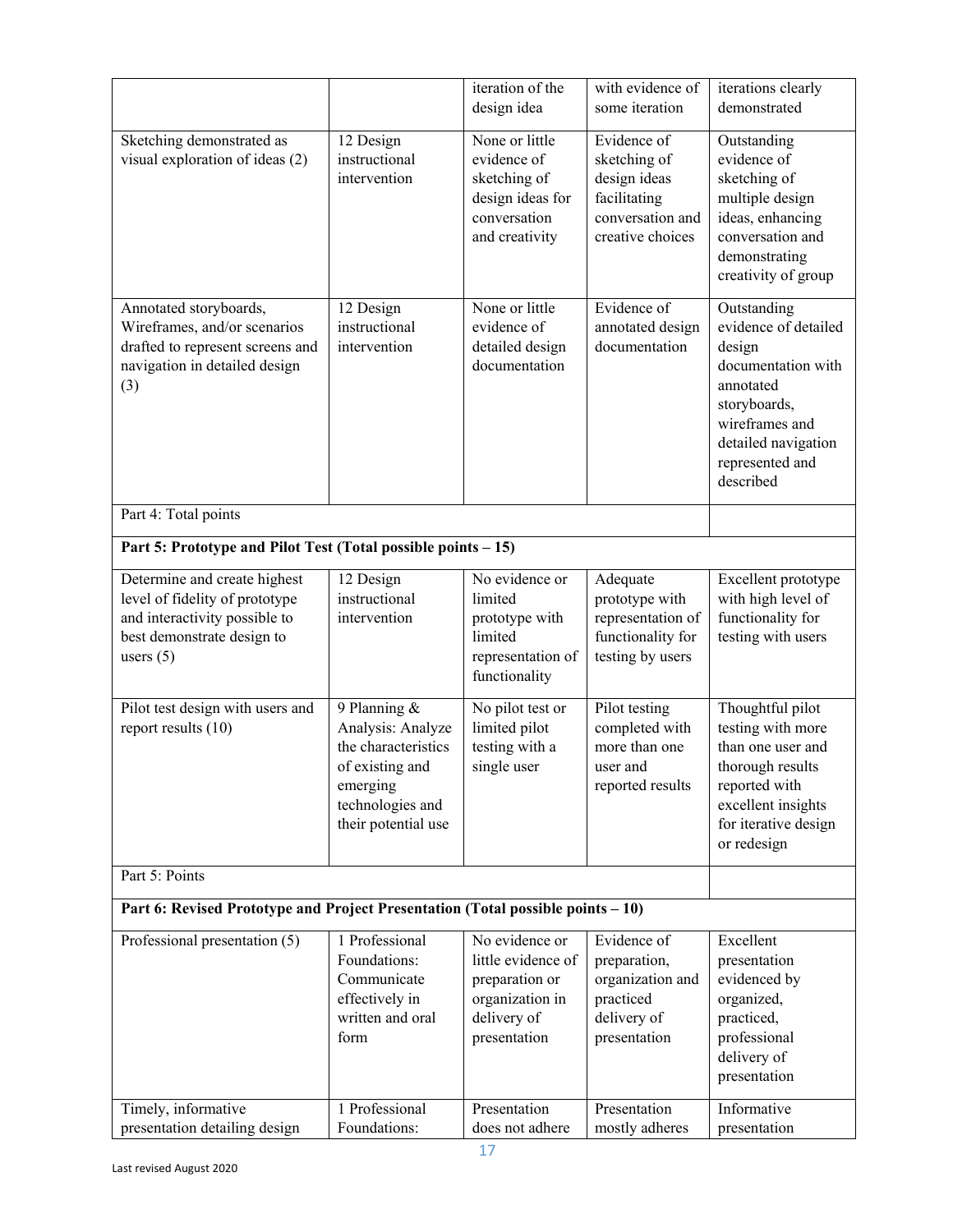| | | | | |
|---|---|---|---|---|
| | | iteration of the design idea | with evidence of some iteration | iterations clearly demonstrated |
| Sketching demonstrated as visual exploration of ideas (2) | 12 Design instructional intervention | None or little evidence of sketching of design ideas for conversation and creativity | Evidence of sketching of design ideas facilitating conversation and creative choices | Outstanding evidence of sketching of multiple design ideas, enhancing conversation and demonstrating creativity of group |
| Annotated storyboards, Wireframes, and/or scenarios drafted to represent screens and navigation in detailed design (3) | 12 Design instructional intervention | None or little evidence of detailed design documentation | Evidence of annotated design documentation | Outstanding evidence of detailed design documentation with annotated storyboards, wireframes and detailed navigation represented and described |
| Part 4: Total points | | | | |
| **Part 5: Prototype and Pilot Test (Total possible points – 15)** | | | | |
| Determine and create highest level of fidelity of prototype and interactivity possible to best demonstrate design to users (5) | 12 Design instructional intervention | No evidence or limited prototype with limited representation of functionality | Adequate prototype with representation of functionality for testing by users | Excellent prototype with high level of functionality for testing with users |
| Pilot test design with users and report results (10) | 9 Planning & Analysis: Analyze the characteristics of existing and emerging technologies and their potential use | No pilot test or limited pilot testing with a single user | Pilot testing completed with more than one user and reported results | Thoughtful pilot testing with more than one user and thorough results reported with excellent insights for iterative design or redesign |
| Part 5: Points | | | | |
| **Part 6: Revised Prototype and Project Presentation (Total possible points – 10)** | | | | |
| Professional presentation (5) | 1 Professional Foundations: Communicate effectively in written and oral form | No evidence or little evidence of preparation or organization in delivery of presentation | Evidence of preparation, organization and practiced delivery of presentation | Excellent presentation evidenced by organized, practiced, professional delivery of presentation |
| Timely, informative presentation detailing design | 1 Professional Foundations: | Presentation does not adhere | Presentation mostly adheres | Informative presentation |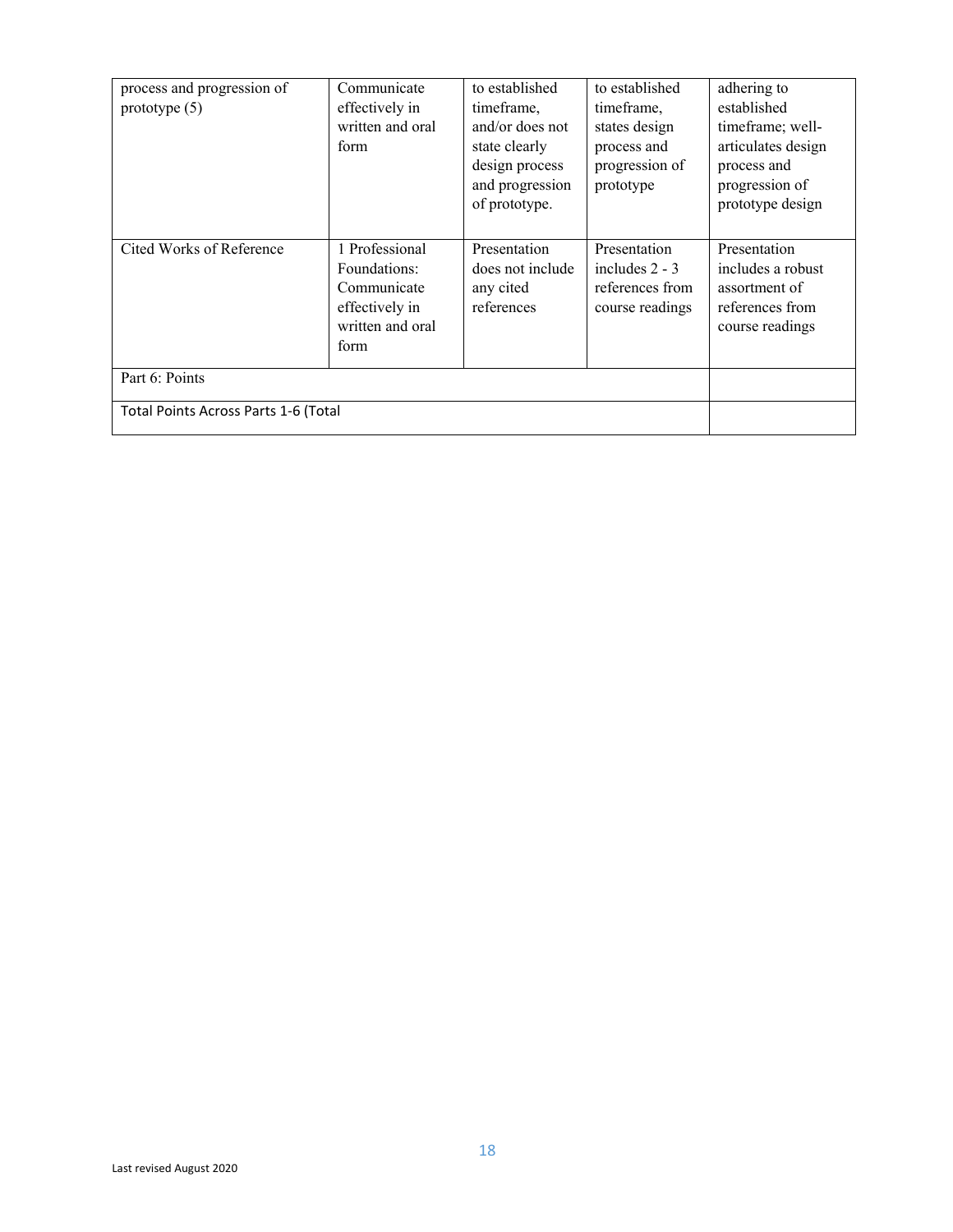| | | | | |
|---|---|---|---|---|
| process and progression of prototype (5) | Communicate effectively in written and oral form | to established timeframe, and/or does not state clearly design process and progression of prototype. | to established timeframe, states design process and progression of prototype | adhering to established timeframe; well-articulates design process and progression of prototype design |
| Cited Works of Reference | 1 Professional Foundations: Communicate effectively in written and oral form | Presentation does not include any cited references | Presentation includes 2 - 3 references from course readings | Presentation includes a robust assortment of references from course readings |
| Part 6: Points | | | | |
| Total Points Across Parts 1-6 (Total | | | | |

Last revised August 2020